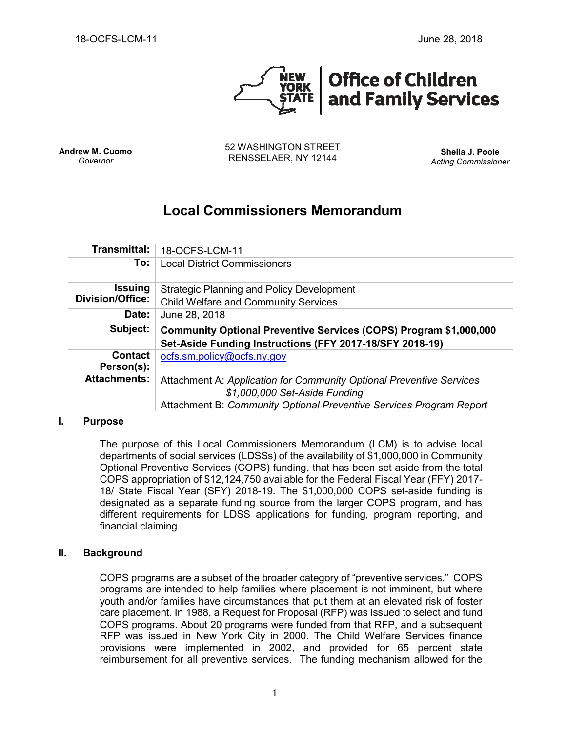**Office of Children and Family Services**

**Andrew M. Cuomo**
*Governor*

52 WASHINGTON STREET
RENSSELAER, NY 12144

**Sheila J. Poole**
*Acting Commissioner*

# Local Commissioners Memorandum

| | |
|---|---|
| **Transmittal:** | 18-OCFS-LCM-11 |
| **To:** | Local District Commissioners |
| **Issuing Division/Office:** | Strategic Planning and Policy Development<br>Child Welfare and Community Services |
| **Date:** | June 28, 2018 |
| **Subject:** | **Community Optional Preventive Services (COPS) Program $1,000,000 Set-Aside Funding Instructions (FFY 2017-18/SFY 2018-19)** |
| **Contact Person(s):** | ocfs.sm.policy@ocfs.ny.gov |
| **Attachments:** | Attachment A: *Application for Community Optional Preventive Services $1,000,000 Set-Aside Funding*<br>Attachment B: *Community Optional Preventive Services Program Report* |

## I. Purpose

The purpose of this Local Commissioners Memorandum (LCM) is to advise local departments of social services (LDSSs) of the availability of $1,000,000 in Community Optional Preventive Services (COPS) funding, that has been set aside from the total COPS appropriation of $12,124,750 available for the Federal Fiscal Year (FFY) 2017-18/ State Fiscal Year (SFY) 2018-19. The $1,000,000 COPS set-aside funding is designated as a separate funding source from the larger COPS program, and has different requirements for LDSS applications for funding, program reporting, and financial claiming.

## II. Background

COPS programs are a subset of the broader category of "preventive services." COPS programs are intended to help families where placement is not imminent, but where youth and/or families have circumstances that put them at an elevated risk of foster care placement. In 1988, a Request for Proposal (RFP) was issued to select and fund COPS programs. About 20 programs were funded from that RFP, and a subsequent RFP was issued in New York City in 2000. The Child Welfare Services finance provisions were implemented in 2002, and provided for 65 percent state reimbursement for all preventive services. The funding mechanism allowed for the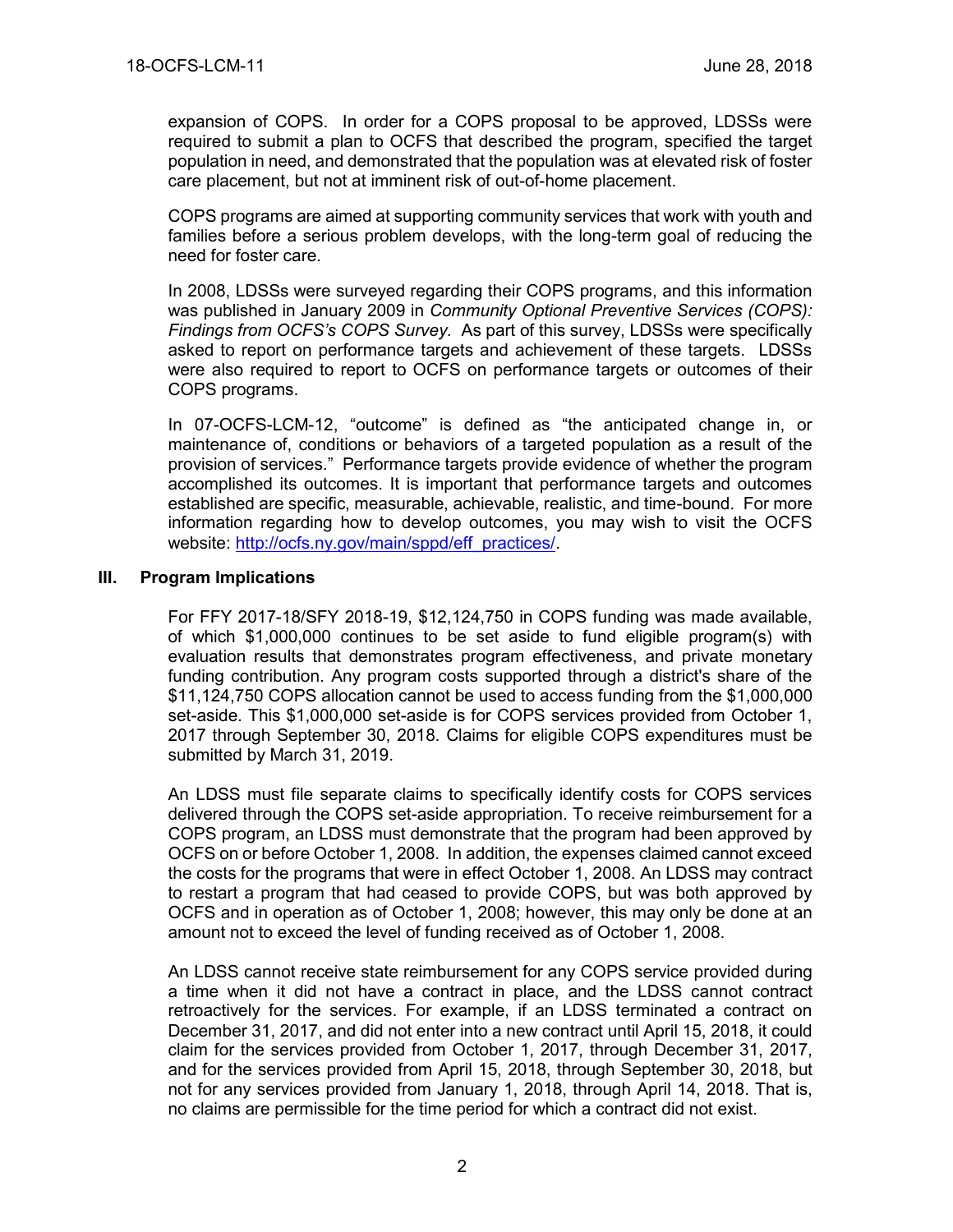expansion of COPS. In order for a COPS proposal to be approved, LDSSs were required to submit a plan to OCFS that described the program, specified the target population in need, and demonstrated that the population was at elevated risk of foster care placement, but not at imminent risk of out-of-home placement.

COPS programs are aimed at supporting community services that work with youth and families before a serious problem develops, with the long-term goal of reducing the need for foster care.

In 2008, LDSSs were surveyed regarding their COPS programs, and this information was published in January 2009 in *Community Optional Preventive Services (COPS): Findings from OCFS's COPS Survey.* As part of this survey, LDSSs were specifically asked to report on performance targets and achievement of these targets. LDSSs were also required to report to OCFS on performance targets or outcomes of their COPS programs.

In 07-OCFS-LCM-12, "outcome" is defined as "the anticipated change in, or maintenance of, conditions or behaviors of a targeted population as a result of the provision of services." Performance targets provide evidence of whether the program accomplished its outcomes. It is important that performance targets and outcomes established are specific, measurable, achievable, realistic, and time-bound. For more information regarding how to develop outcomes, you may wish to visit the OCFS website: http://ocfs.ny.gov/main/sppd/eff_practices/.

## III. Program Implications

For FFY 2017-18/SFY 2018-19, $12,124,750 in COPS funding was made available, of which $1,000,000 continues to be set aside to fund eligible program(s) with evaluation results that demonstrates program effectiveness, and private monetary funding contribution. Any program costs supported through a district's share of the $11,124,750 COPS allocation cannot be used to access funding from the $1,000,000 set-aside. This $1,000,000 set-aside is for COPS services provided from October 1, 2017 through September 30, 2018. Claims for eligible COPS expenditures must be submitted by March 31, 2019.

An LDSS must file separate claims to specifically identify costs for COPS services delivered through the COPS set-aside appropriation. To receive reimbursement for a COPS program, an LDSS must demonstrate that the program had been approved by OCFS on or before October 1, 2008. In addition, the expenses claimed cannot exceed the costs for the programs that were in effect October 1, 2008. An LDSS may contract to restart a program that had ceased to provide COPS, but was both approved by OCFS and in operation as of October 1, 2008; however, this may only be done at an amount not to exceed the level of funding received as of October 1, 2008.

An LDSS cannot receive state reimbursement for any COPS service provided during a time when it did not have a contract in place, and the LDSS cannot contract retroactively for the services. For example, if an LDSS terminated a contract on December 31, 2017, and did not enter into a new contract until April 15, 2018, it could claim for the services provided from October 1, 2017, through December 31, 2017, and for the services provided from April 15, 2018, through September 30, 2018, but not for any services provided from January 1, 2018, through April 14, 2018. That is, no claims are permissible for the time period for which a contract did not exist.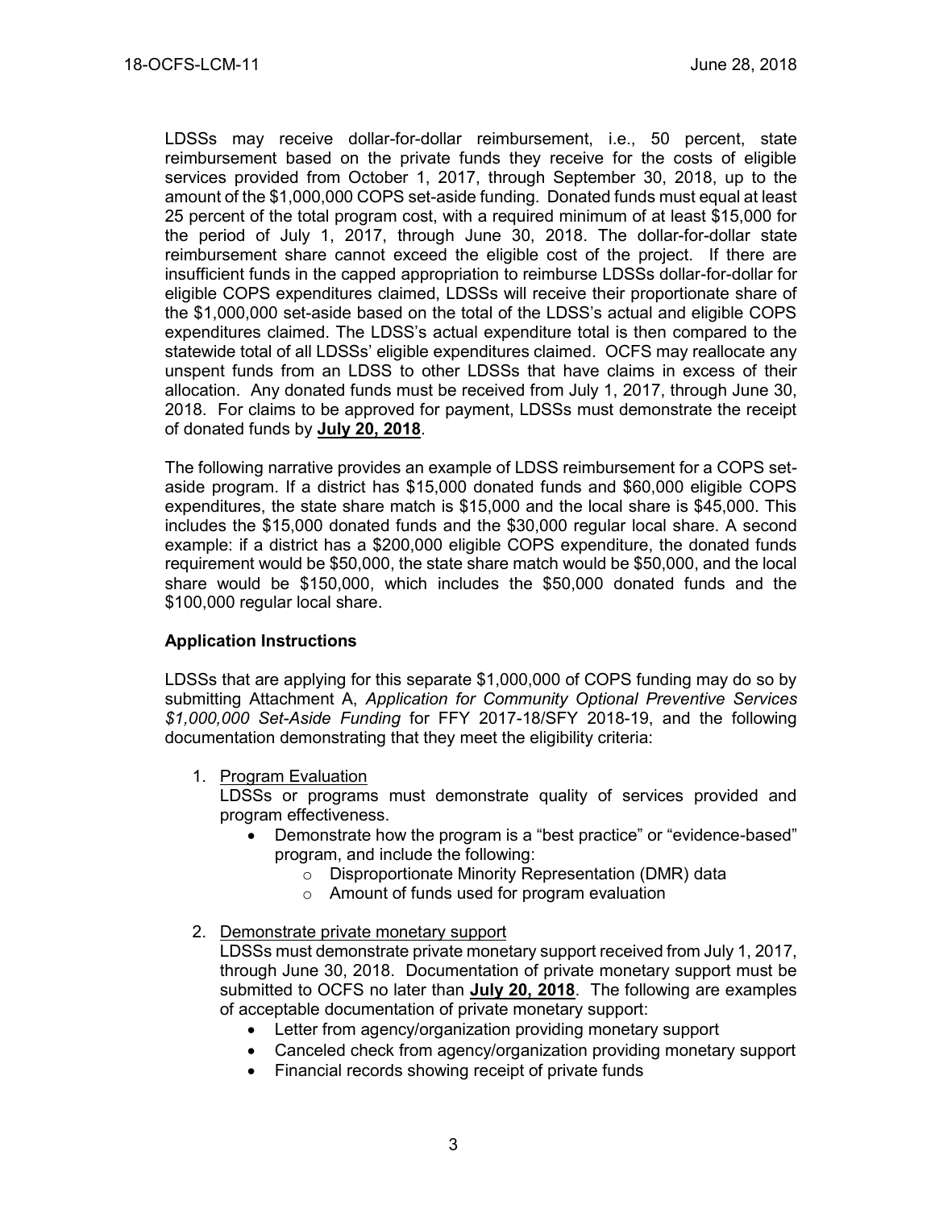LDSSs may receive dollar-for-dollar reimbursement, i.e., 50 percent, state reimbursement based on the private funds they receive for the costs of eligible services provided from October 1, 2017, through September 30, 2018, up to the amount of the $1,000,000 COPS set-aside funding. Donated funds must equal at least 25 percent of the total program cost, with a required minimum of at least $15,000 for the period of July 1, 2017, through June 30, 2018. The dollar-for-dollar state reimbursement share cannot exceed the eligible cost of the project. If there are insufficient funds in the capped appropriation to reimburse LDSSs dollar-for-dollar for eligible COPS expenditures claimed, LDSSs will receive their proportionate share of the $1,000,000 set-aside based on the total of the LDSS's actual and eligible COPS expenditures claimed. The LDSS's actual expenditure total is then compared to the statewide total of all LDSSs' eligible expenditures claimed. OCFS may reallocate any unspent funds from an LDSS to other LDSSs that have claims in excess of their allocation. Any donated funds must be received from July 1, 2017, through June 30, 2018. For claims to be approved for payment, LDSSs must demonstrate the receipt of donated funds by **July 20, 2018**.

The following narrative provides an example of LDSS reimbursement for a COPS set-aside program. If a district has $15,000 donated funds and $60,000 eligible COPS expenditures, the state share match is $15,000 and the local share is $45,000. This includes the $15,000 donated funds and the $30,000 regular local share. A second example: if a district has a $200,000 eligible COPS expenditure, the donated funds requirement would be $50,000, the state share match would be $50,000, and the local share would be $150,000, which includes the $50,000 donated funds and the $100,000 regular local share.

**Application Instructions**

LDSSs that are applying for this separate $1,000,000 of COPS funding may do so by submitting Attachment A, *Application for Community Optional Preventive Services $1,000,000 Set-Aside Funding* for FFY 2017-18/SFY 2018-19, and the following documentation demonstrating that they meet the eligibility criteria:

1. Program Evaluation
   LDSSs or programs must demonstrate quality of services provided and program effectiveness.
   - Demonstrate how the program is a "best practice" or "evidence-based" program, and include the following:
     - Disproportionate Minority Representation (DMR) data
     - Amount of funds used for program evaluation

2. Demonstrate private monetary support
   LDSSs must demonstrate private monetary support received from July 1, 2017, through June 30, 2018. Documentation of private monetary support must be submitted to OCFS no later than **July 20, 2018**. The following are examples of acceptable documentation of private monetary support:
   - Letter from agency/organization providing monetary support
   - Canceled check from agency/organization providing monetary support
   - Financial records showing receipt of private funds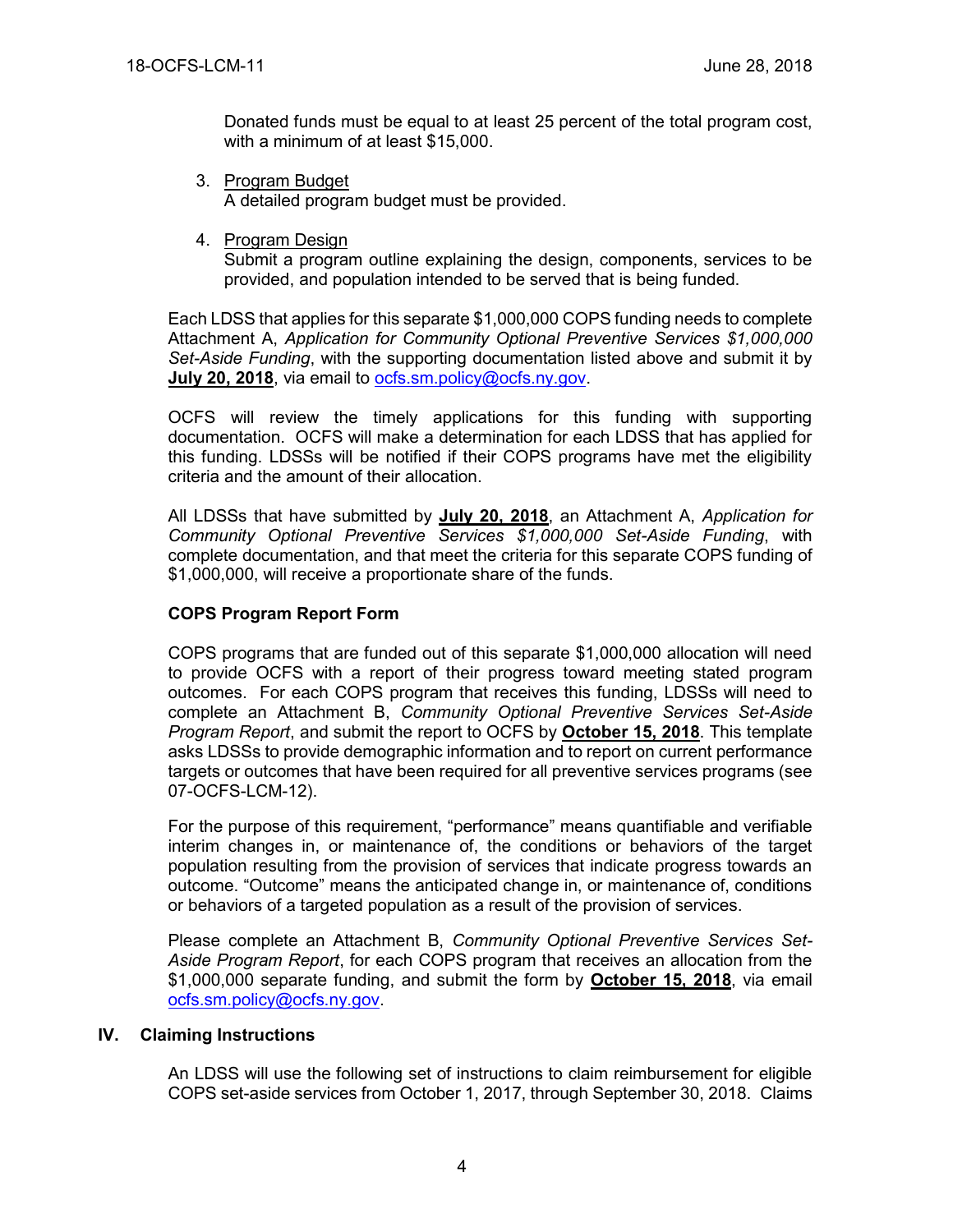Donated funds must be equal to at least 25 percent of the total program cost, with a minimum of at least $15,000.

3. Program Budget
   A detailed program budget must be provided.

4. Program Design
   Submit a program outline explaining the design, components, services to be provided, and population intended to be served that is being funded.

Each LDSS that applies for this separate $1,000,000 COPS funding needs to complete Attachment A, *Application for Community Optional Preventive Services $1,000,000 Set-Aside Funding*, with the supporting documentation listed above and submit it by **July 20, 2018**, via email to ocfs.sm.policy@ocfs.ny.gov.

OCFS will review the timely applications for this funding with supporting documentation. OCFS will make a determination for each LDSS that has applied for this funding. LDSSs will be notified if their COPS programs have met the eligibility criteria and the amount of their allocation.

All LDSSs that have submitted by **July 20, 2018**, an Attachment A, *Application for Community Optional Preventive Services $1,000,000 Set-Aside Funding*, with complete documentation, and that meet the criteria for this separate COPS funding of $1,000,000, will receive a proportionate share of the funds.

**COPS Program Report Form**

COPS programs that are funded out of this separate $1,000,000 allocation will need to provide OCFS with a report of their progress toward meeting stated program outcomes. For each COPS program that receives this funding, LDSSs will need to complete an Attachment B, *Community Optional Preventive Services Set-Aside Program Report*, and submit the report to OCFS by **October 15, 2018**. This template asks LDSSs to provide demographic information and to report on current performance targets or outcomes that have been required for all preventive services programs (see 07-OCFS-LCM-12).

For the purpose of this requirement, "performance" means quantifiable and verifiable interim changes in, or maintenance of, the conditions or behaviors of the target population resulting from the provision of services that indicate progress towards an outcome. "Outcome" means the anticipated change in, or maintenance of, conditions or behaviors of a targeted population as a result of the provision of services.

Please complete an Attachment B, *Community Optional Preventive Services Set-Aside Program Report*, for each COPS program that receives an allocation from the $1,000,000 separate funding, and submit the form by **October 15, 2018**, via email ocfs.sm.policy@ocfs.ny.gov.

## IV. Claiming Instructions

An LDSS will use the following set of instructions to claim reimbursement for eligible COPS set-aside services from October 1, 2017, through September 30, 2018. Claims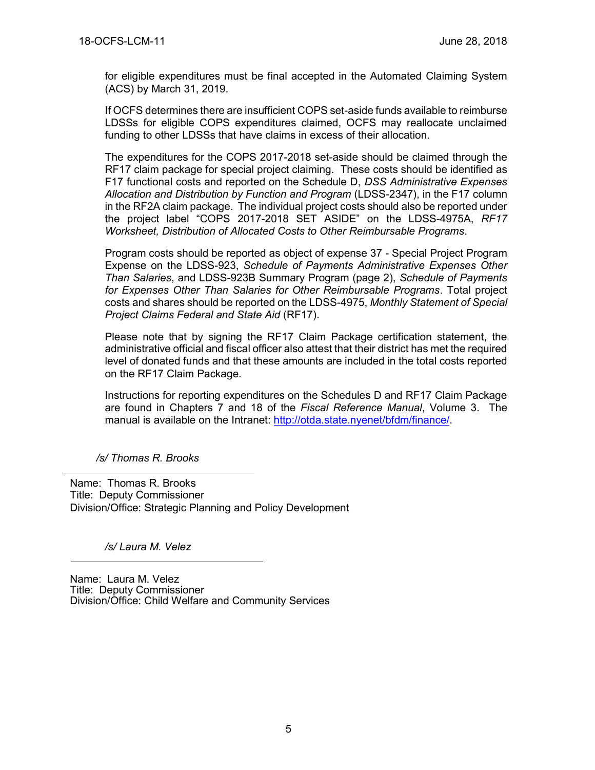for eligible expenditures must be final accepted in the Automated Claiming System (ACS) by March 31, 2019.

If OCFS determines there are insufficient COPS set-aside funds available to reimburse LDSSs for eligible COPS expenditures claimed, OCFS may reallocate unclaimed funding to other LDSSs that have claims in excess of their allocation.

The expenditures for the COPS 2017-2018 set-aside should be claimed through the RF17 claim package for special project claiming. These costs should be identified as F17 functional costs and reported on the Schedule D, *DSS Administrative Expenses Allocation and Distribution by Function and Program* (LDSS-2347), in the F17 column in the RF2A claim package. The individual project costs should also be reported under the project label "COPS 2017-2018 SET ASIDE" on the LDSS-4975A, *RF17 Worksheet, Distribution of Allocated Costs to Other Reimbursable Programs*.

Program costs should be reported as object of expense 37 - Special Project Program Expense on the LDSS-923, *Schedule of Payments Administrative Expenses Other Than Salaries*, and LDSS-923B Summary Program (page 2), *Schedule of Payments for Expenses Other Than Salaries for Other Reimbursable Programs*. Total project costs and shares should be reported on the LDSS-4975, *Monthly Statement of Special Project Claims Federal and State Aid* (RF17).

Please note that by signing the RF17 Claim Package certification statement, the administrative official and fiscal officer also attest that their district has met the required level of donated funds and that these amounts are included in the total costs reported on the RF17 Claim Package.

Instructions for reporting expenditures on the Schedules D and RF17 Claim Package are found in Chapters 7 and 18 of the *Fiscal Reference Manual*, Volume 3. The manual is available on the Intranet: http://otda.state.nyenet/bfdm/finance/.

*/s/ Thomas R. Brooks*

Name: Thomas R. Brooks
Title: Deputy Commissioner
Division/Office: Strategic Planning and Policy Development

*/s/ Laura M. Velez*

Name: Laura M. Velez
Title: Deputy Commissioner
Division/Office: Child Welfare and Community Services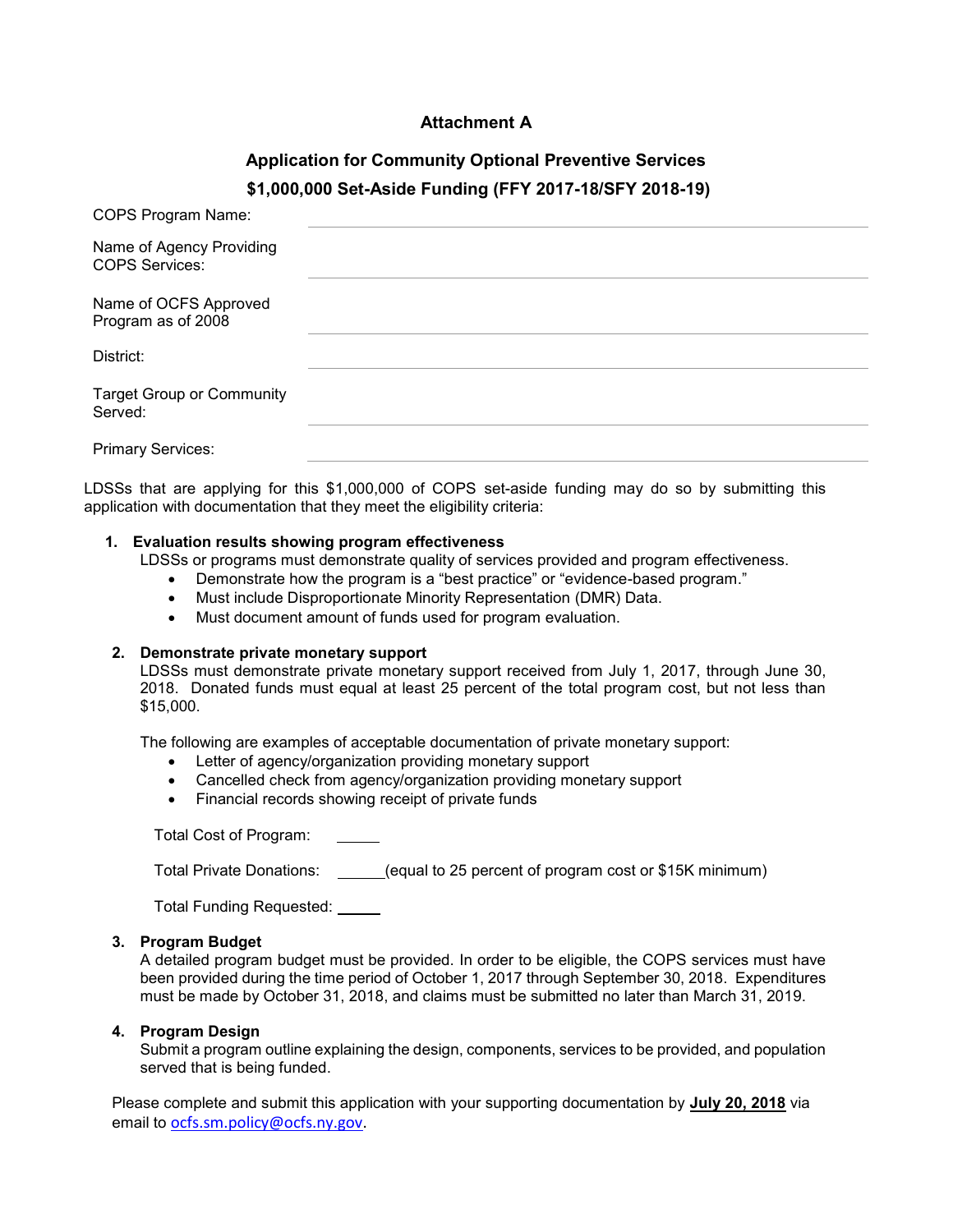# Attachment A

## Application for Community Optional Preventive Services

## $1,000,000 Set-Aside Funding (FFY 2017-18/SFY 2018-19)

| | |
|---|---|
| COPS Program Name: | |
| Name of Agency Providing COPS Services: | |
| Name of OCFS Approved Program as of 2008 | |
| District: | |
| Target Group or Community Served: | |
| Primary Services: | |

LDSSs that are applying for this $1,000,000 of COPS set-aside funding may do so by submitting this application with documentation that they meet the eligibility criteria:

1. **Evaluation results showing program effectiveness**
   LDSSs or programs must demonstrate quality of services provided and program effectiveness.
   - Demonstrate how the program is a "best practice" or "evidence-based program."
   - Must include Disproportionate Minority Representation (DMR) Data.
   - Must document amount of funds used for program evaluation.

2. **Demonstrate private monetary support**
   LDSSs must demonstrate private monetary support received from July 1, 2017, through June 30, 2018. Donated funds must equal at least 25 percent of the total program cost, but not less than $15,000.

   The following are examples of acceptable documentation of private monetary support:
   - Letter of agency/organization providing monetary support
   - Cancelled check from agency/organization providing monetary support
   - Financial records showing receipt of private funds

   Total Cost of Program: _____

   Total Private Donations: _____(equal to 25 percent of program cost or $15K minimum)

   Total Funding Requested: _____

3. **Program Budget**
   A detailed program budget must be provided. In order to be eligible, the COPS services must have been provided during the time period of October 1, 2017 through September 30, 2018. Expenditures must be made by October 31, 2018, and claims must be submitted no later than March 31, 2019.

4. **Program Design**
   Submit a program outline explaining the design, components, services to be provided, and population served that is being funded.

Please complete and submit this application with your supporting documentation by **July 20, 2018** via email to ocfs.sm.policy@ocfs.ny.gov.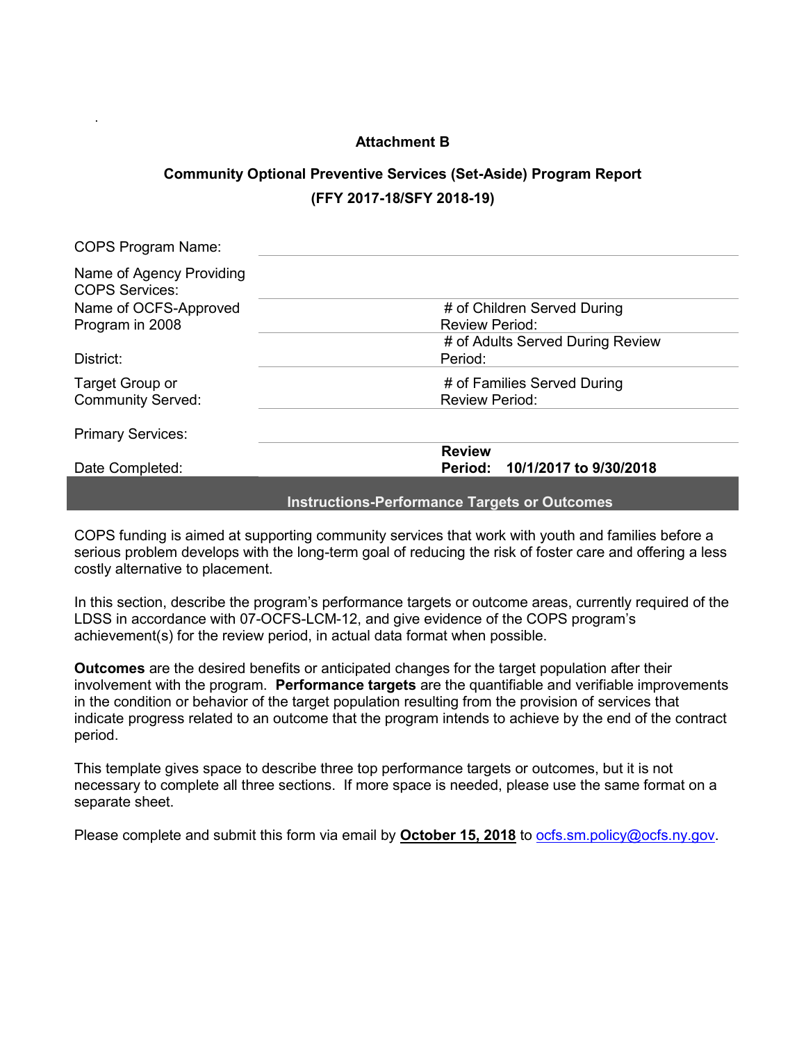## Attachment B

### Community Optional Preventive Services (Set-Aside) Program Report
### (FFY 2017-18/SFY 2018-19)

| | | | |
|---|---|---|---|
| COPS Program Name: | | | |
| Name of Agency Providing COPS Services: | | | |
| Name of OCFS-Approved Program in 2008 | | # of Children Served During Review Period: | |
| District: | | # of Adults Served During Review Period: | |
| Target Group or Community Served: | | # of Families Served During Review Period: | |
| Primary Services: | | | |
| Date Completed: | | **Review Period:** | **10/1/2017 to 9/30/2018** |

**Instructions-Performance Targets or Outcomes**

COPS funding is aimed at supporting community services that work with youth and families before a serious problem develops with the long-term goal of reducing the risk of foster care and offering a less costly alternative to placement.

In this section, describe the program's performance targets or outcome areas, currently required of the LDSS in accordance with 07-OCFS-LCM-12, and give evidence of the COPS program's achievement(s) for the review period, in actual data format when possible.

**Outcomes** are the desired benefits or anticipated changes for the target population after their involvement with the program. **Performance targets** are the quantifiable and verifiable improvements in the condition or behavior of the target population resulting from the provision of services that indicate progress related to an outcome that the program intends to achieve by the end of the contract period.

This template gives space to describe three top performance targets or outcomes, but it is not necessary to complete all three sections. If more space is needed, please use the same format on a separate sheet.

Please complete and submit this form via email by **October 15, 2018** to ocfs.sm.policy@ocfs.ny.gov.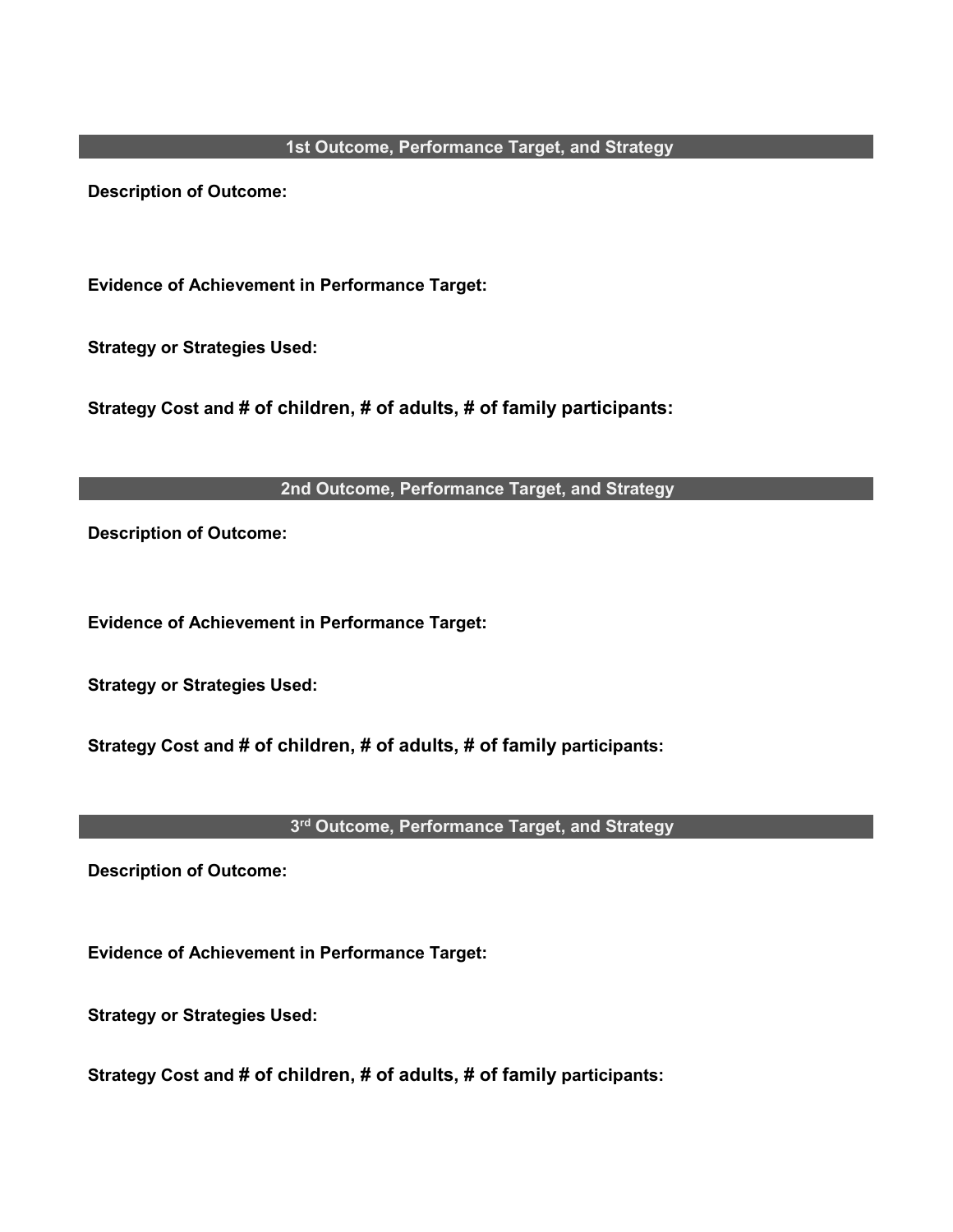## 1st Outcome, Performance Target, and Strategy

**Description of Outcome:**

**Evidence of Achievement in Performance Target:**

**Strategy or Strategies Used:**

**Strategy Cost and # of children, # of adults, # of family participants:**

## 2nd Outcome, Performance Target, and Strategy

**Description of Outcome:**

**Evidence of Achievement in Performance Target:**

**Strategy or Strategies Used:**

**Strategy Cost and # of children, # of adults, # of family participants:**

## 3rd Outcome, Performance Target, and Strategy

**Description of Outcome:**

**Evidence of Achievement in Performance Target:**

**Strategy or Strategies Used:**

**Strategy Cost and # of children, # of adults, # of family participants:**